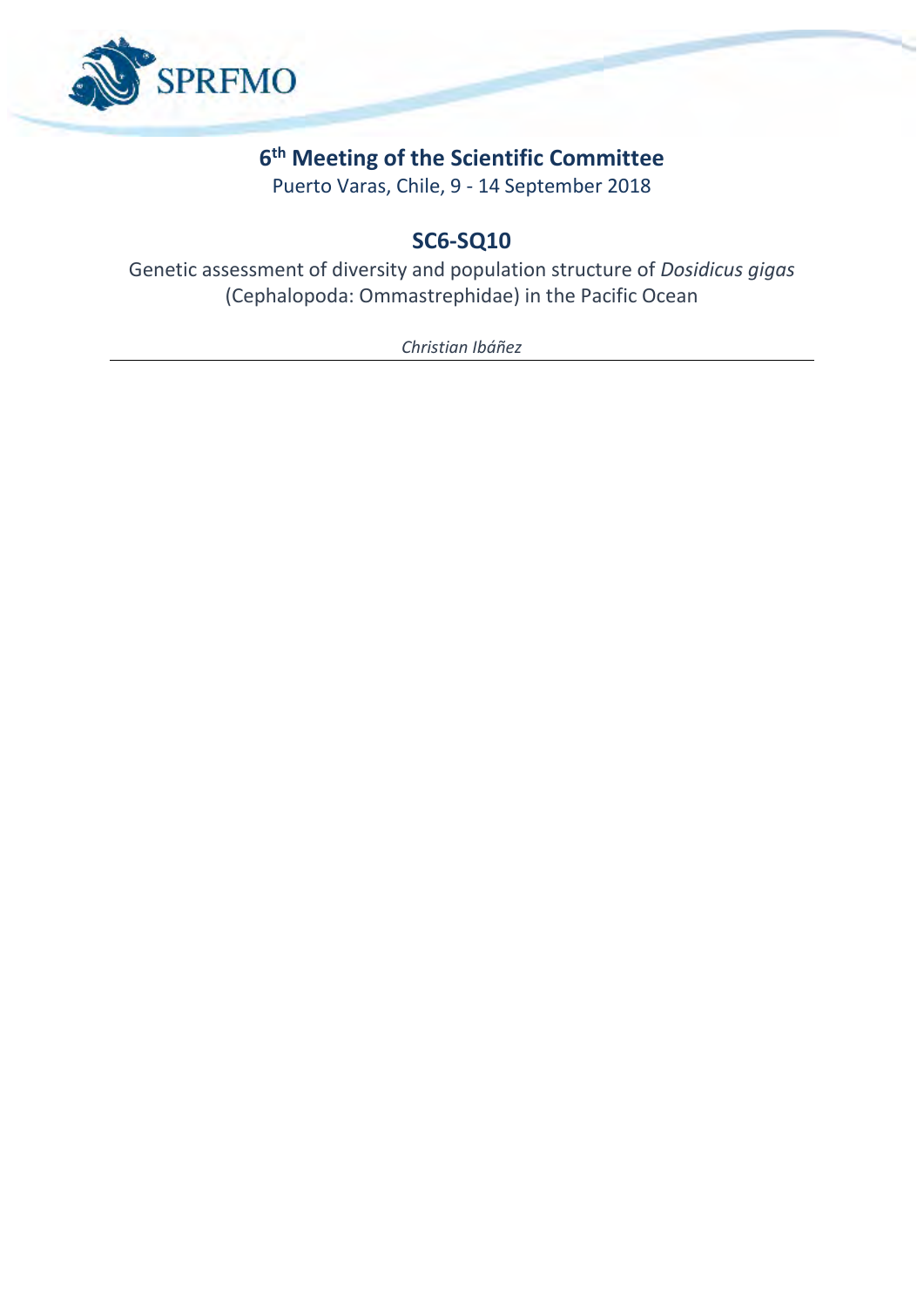SPRFMO

# 6th Meeting of the Scientific Committee

Puerto Varas, Chile, 9 - 14 September 2018

## SC6-SQ10

Genetic assessment of diversity and population structure of *Dosidicus gigas* (Cephalopoda: Ommastrephidae) in the Pacific Ocean

*Christian Ibáñez*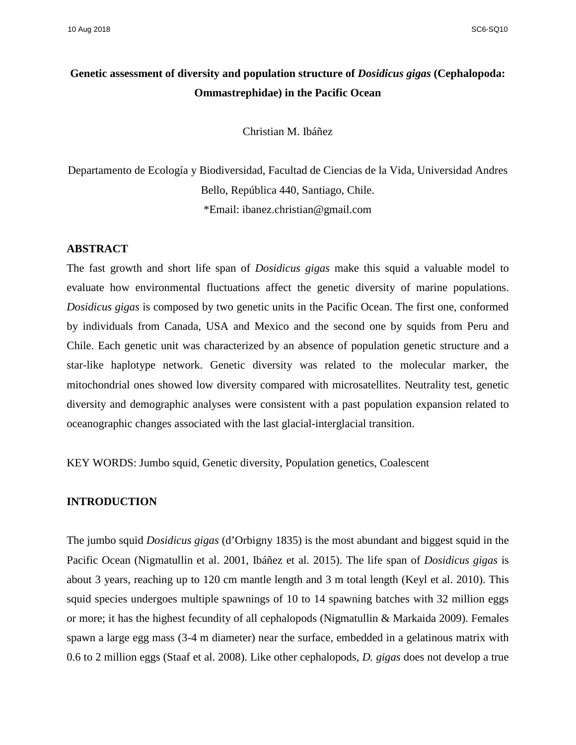# Genetic assessment of diversity and population structure of *Dosidicus gigas* (Cephalopoda: Ommastrephidae) in the Pacific Ocean

Christian M. Ibáñez

Departamento de Ecología y Biodiversidad, Facultad de Ciencias de la Vida, Universidad Andres Bello, República 440, Santiago, Chile.

*Email: ibanez.christian@gmail.com

## ABSTRACT

The fast growth and short life span of *Dosidicus gigas* make this squid a valuable model to evaluate how environmental fluctuations affect the genetic diversity of marine populations. *Dosidicus gigas* is composed by two genetic units in the Pacific Ocean. The first one, conformed by individuals from Canada, USA and Mexico and the second one by squids from Peru and Chile. Each genetic unit was characterized by an absence of population genetic structure and a star-like haplotype network. Genetic diversity was related to the molecular marker, the mitochondrial ones showed low diversity compared with microsatellites. Neutrality test, genetic diversity and demographic analyses were consistent with a past population expansion related to oceanographic changes associated with the last glacial-interglacial transition.

KEY WORDS: Jumbo squid, Genetic diversity, Population genetics, Coalescent

## INTRODUCTION

The jumbo squid *Dosidicus gigas* (d'Orbigny 1835) is the most abundant and biggest squid in the Pacific Ocean (Nigmatullin et al. 2001, Ibáñez et al. 2015). The life span of *Dosidicus gigas* is about 3 years, reaching up to 120 cm mantle length and 3 m total length (Keyl et al. 2010). This squid species undergoes multiple spawnings of 10 to 14 spawning batches with 32 million eggs or more; it has the highest fecundity of all cephalopods (Nigmatullin & Markaida 2009). Females spawn a large egg mass (3-4 m diameter) near the surface, embedded in a gelatinous matrix with 0.6 to 2 million eggs (Staaf et al. 2008). Like other cephalopods, *D. gigas* does not develop a true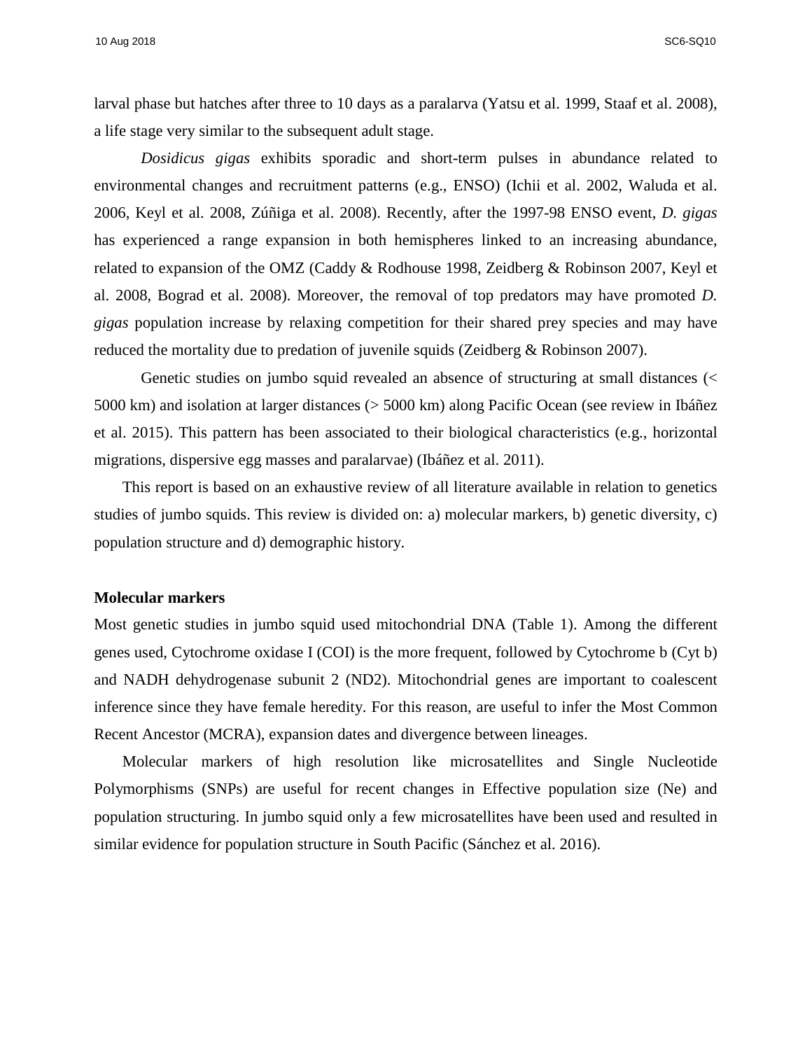larval phase but hatches after three to 10 days as a paralarva (Yatsu et al. 1999, Staaf et al. 2008), a life stage very similar to the subsequent adult stage.

*Dosidicus gigas* exhibits sporadic and short-term pulses in abundance related to environmental changes and recruitment patterns (e.g., ENSO) (Ichii et al. 2002, Waluda et al. 2006, Keyl et al. 2008, Zúñiga et al. 2008). Recently, after the 1997-98 ENSO event, *D. gigas* has experienced a range expansion in both hemispheres linked to an increasing abundance, related to expansion of the OMZ (Caddy & Rodhouse 1998, Zeidberg & Robinson 2007, Keyl et al. 2008, Bograd et al. 2008). Moreover, the removal of top predators may have promoted *D. gigas* population increase by relaxing competition for their shared prey species and may have reduced the mortality due to predation of juvenile squids (Zeidberg & Robinson 2007).

Genetic studies on jumbo squid revealed an absence of structuring at small distances (< 5000 km) and isolation at larger distances (> 5000 km) along Pacific Ocean (see review in Ibáñez et al. 2015). This pattern has been associated to their biological characteristics (e.g., horizontal migrations, dispersive egg masses and paralarvae) (Ibáñez et al. 2011).

This report is based on an exhaustive review of all literature available in relation to genetics studies of jumbo squids. This review is divided on: a) molecular markers, b) genetic diversity, c) population structure and d) demographic history.

**Molecular markers**

Most genetic studies in jumbo squid used mitochondrial DNA (Table 1). Among the different genes used, Cytochrome oxidase I (COI) is the more frequent, followed by Cytochrome b (Cyt b) and NADH dehydrogenase subunit 2 (ND2). Mitochondrial genes are important to coalescent inference since they have female heredity. For this reason, are useful to infer the Most Common Recent Ancestor (MCRA), expansion dates and divergence between lineages.

Molecular markers of high resolution like microsatellites and Single Nucleotide Polymorphisms (SNPs) are useful for recent changes in Effective population size (Ne) and population structuring. In jumbo squid only a few microsatellites have been used and resulted in similar evidence for population structure in South Pacific (Sánchez et al. 2016).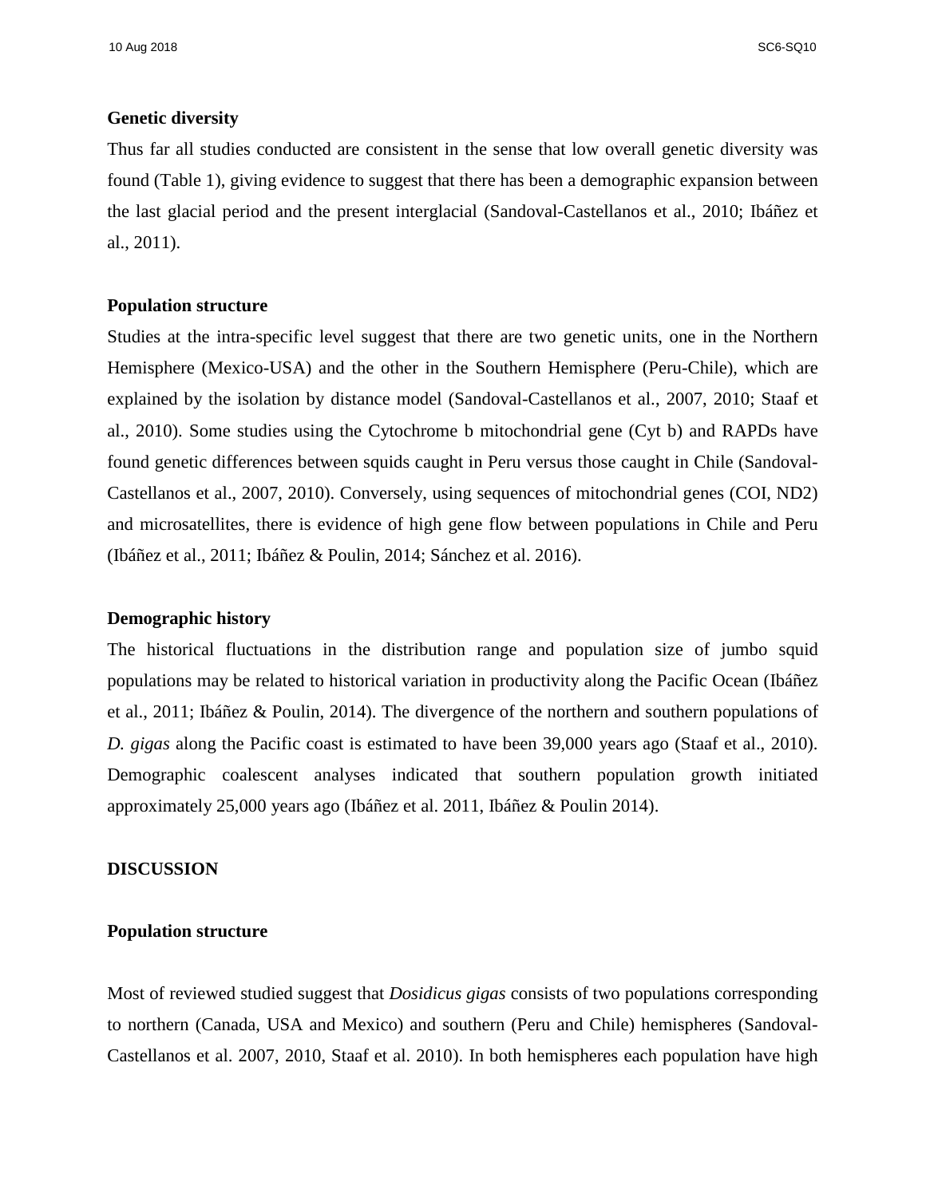**Genetic diversity**

Thus far all studies conducted are consistent in the sense that low overall genetic diversity was found (Table 1), giving evidence to suggest that there has been a demographic expansion between the last glacial period and the present interglacial (Sandoval-Castellanos et al., 2010; Ibáñez et al., 2011).

**Population structure**

Studies at the intra-specific level suggest that there are two genetic units, one in the Northern Hemisphere (Mexico-USA) and the other in the Southern Hemisphere (Peru-Chile), which are explained by the isolation by distance model (Sandoval-Castellanos et al., 2007, 2010; Staaf et al., 2010). Some studies using the Cytochrome b mitochondrial gene (Cyt b) and RAPDs have found genetic differences between squids caught in Peru versus those caught in Chile (Sandoval-Castellanos et al., 2007, 2010). Conversely, using sequences of mitochondrial genes (COI, ND2) and microsatellites, there is evidence of high gene flow between populations in Chile and Peru (Ibáñez et al., 2011; Ibáñez & Poulin, 2014; Sánchez et al. 2016).

**Demographic history**

The historical fluctuations in the distribution range and population size of jumbo squid populations may be related to historical variation in productivity along the Pacific Ocean (Ibáñez et al., 2011; Ibáñez & Poulin, 2014). The divergence of the northern and southern populations of *D. gigas* along the Pacific coast is estimated to have been 39,000 years ago (Staaf et al., 2010). Demographic coalescent analyses indicated that southern population growth initiated approximately 25,000 years ago (Ibáñez et al. 2011, Ibáñez & Poulin 2014).

**DISCUSSION**

**Population structure**

Most of reviewed studied suggest that *Dosidicus gigas* consists of two populations corresponding to northern (Canada, USA and Mexico) and southern (Peru and Chile) hemispheres (Sandoval-Castellanos et al. 2007, 2010, Staaf et al. 2010). In both hemispheres each population have high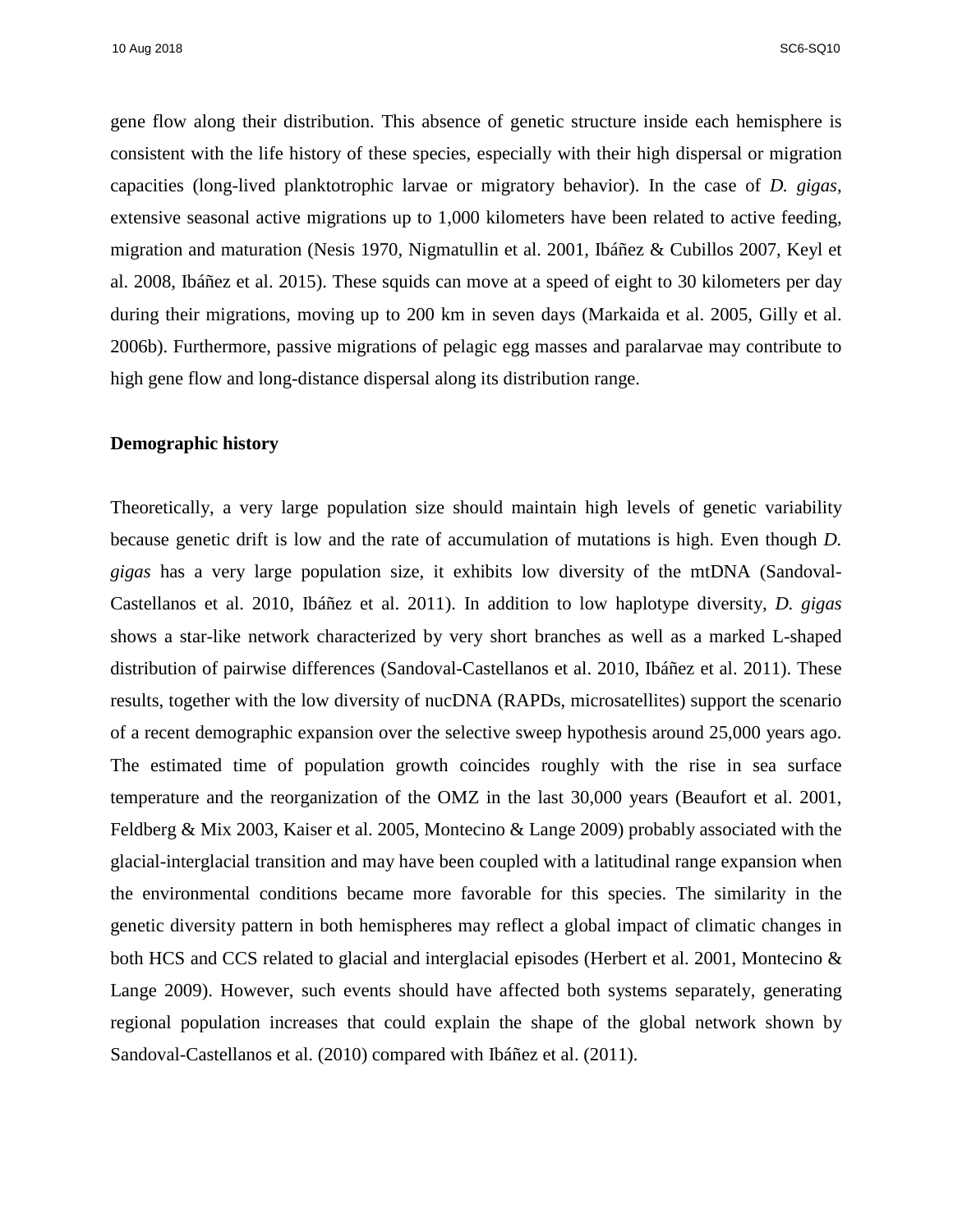gene flow along their distribution. This absence of genetic structure inside each hemisphere is consistent with the life history of these species, especially with their high dispersal or migration capacities (long-lived planktotrophic larvae or migratory behavior). In the case of *D. gigas*, extensive seasonal active migrations up to 1,000 kilometers have been related to active feeding, migration and maturation (Nesis 1970, Nigmatullin et al. 2001, Ibáñez & Cubillos 2007, Keyl et al. 2008, Ibáñez et al. 2015). These squids can move at a speed of eight to 30 kilometers per day during their migrations, moving up to 200 km in seven days (Markaida et al. 2005, Gilly et al. 2006b). Furthermore, passive migrations of pelagic egg masses and paralarvae may contribute to high gene flow and long-distance dispersal along its distribution range.

**Demographic history**

Theoretically, a very large population size should maintain high levels of genetic variability because genetic drift is low and the rate of accumulation of mutations is high. Even though *D. gigas* has a very large population size, it exhibits low diversity of the mtDNA (Sandoval-Castellanos et al. 2010, Ibáñez et al. 2011). In addition to low haplotype diversity, *D. gigas* shows a star-like network characterized by very short branches as well as a marked L-shaped distribution of pairwise differences (Sandoval-Castellanos et al. 2010, Ibáñez et al. 2011). These results, together with the low diversity of nucDNA (RAPDs, microsatellites) support the scenario of a recent demographic expansion over the selective sweep hypothesis around 25,000 years ago. The estimated time of population growth coincides roughly with the rise in sea surface temperature and the reorganization of the OMZ in the last 30,000 years (Beaufort et al. 2001, Feldberg & Mix 2003, Kaiser et al. 2005, Montecino & Lange 2009) probably associated with the glacial-interglacial transition and may have been coupled with a latitudinal range expansion when the environmental conditions became more favorable for this species. The similarity in the genetic diversity pattern in both hemispheres may reflect a global impact of climatic changes in both HCS and CCS related to glacial and interglacial episodes (Herbert et al. 2001, Montecino & Lange 2009). However, such events should have affected both systems separately, generating regional population increases that could explain the shape of the global network shown by Sandoval-Castellanos et al. (2010) compared with Ibáñez et al. (2011).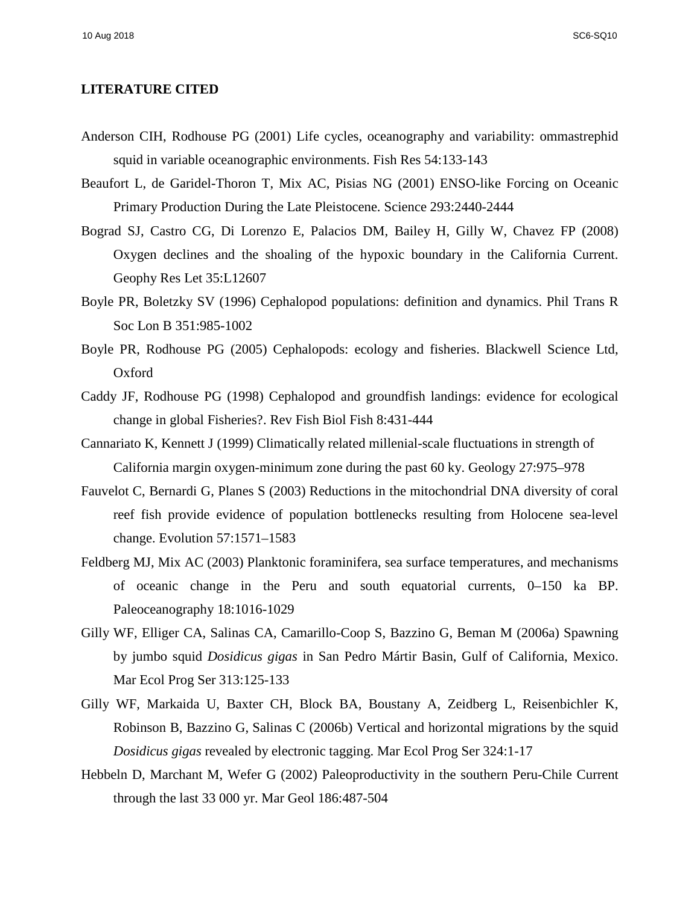## LITERATURE CITED

Anderson CIH, Rodhouse PG (2001) Life cycles, oceanography and variability: ommastrephid squid in variable oceanographic environments. Fish Res 54:133-143

Beaufort L, de Garidel-Thoron T, Mix AC, Pisias NG (2001) ENSO-like Forcing on Oceanic Primary Production During the Late Pleistocene. Science 293:2440-2444

Bograd SJ, Castro CG, Di Lorenzo E, Palacios DM, Bailey H, Gilly W, Chavez FP (2008) Oxygen declines and the shoaling of the hypoxic boundary in the California Current. Geophy Res Let 35:L12607

Boyle PR, Boletzky SV (1996) Cephalopod populations: definition and dynamics. Phil Trans R Soc Lon B 351:985-1002

Boyle PR, Rodhouse PG (2005) Cephalopods: ecology and fisheries. Blackwell Science Ltd, Oxford

Caddy JF, Rodhouse PG (1998) Cephalopod and groundfish landings: evidence for ecological change in global Fisheries?. Rev Fish Biol Fish 8:431-444

Cannariato K, Kennett J (1999) Climatically related millenial-scale fluctuations in strength of California margin oxygen-minimum zone during the past 60 ky. Geology 27:975–978

Fauvelot C, Bernardi G, Planes S (2003) Reductions in the mitochondrial DNA diversity of coral reef fish provide evidence of population bottlenecks resulting from Holocene sea-level change. Evolution 57:1571–1583

Feldberg MJ, Mix AC (2003) Planktonic foraminifera, sea surface temperatures, and mechanisms of oceanic change in the Peru and south equatorial currents, 0–150 ka BP. Paleoceanography 18:1016-1029

Gilly WF, Elliger CA, Salinas CA, Camarillo-Coop S, Bazzino G, Beman M (2006a) Spawning by jumbo squid *Dosidicus gigas* in San Pedro Mártir Basin, Gulf of California, Mexico. Mar Ecol Prog Ser 313:125-133

Gilly WF, Markaida U, Baxter CH, Block BA, Boustany A, Zeidberg L, Reisenbichler K, Robinson B, Bazzino G, Salinas C (2006b) Vertical and horizontal migrations by the squid *Dosidicus gigas* revealed by electronic tagging. Mar Ecol Prog Ser 324:1-17

Hebbeln D, Marchant M, Wefer G (2002) Paleoproductivity in the southern Peru-Chile Current through the last 33 000 yr. Mar Geol 186:487-504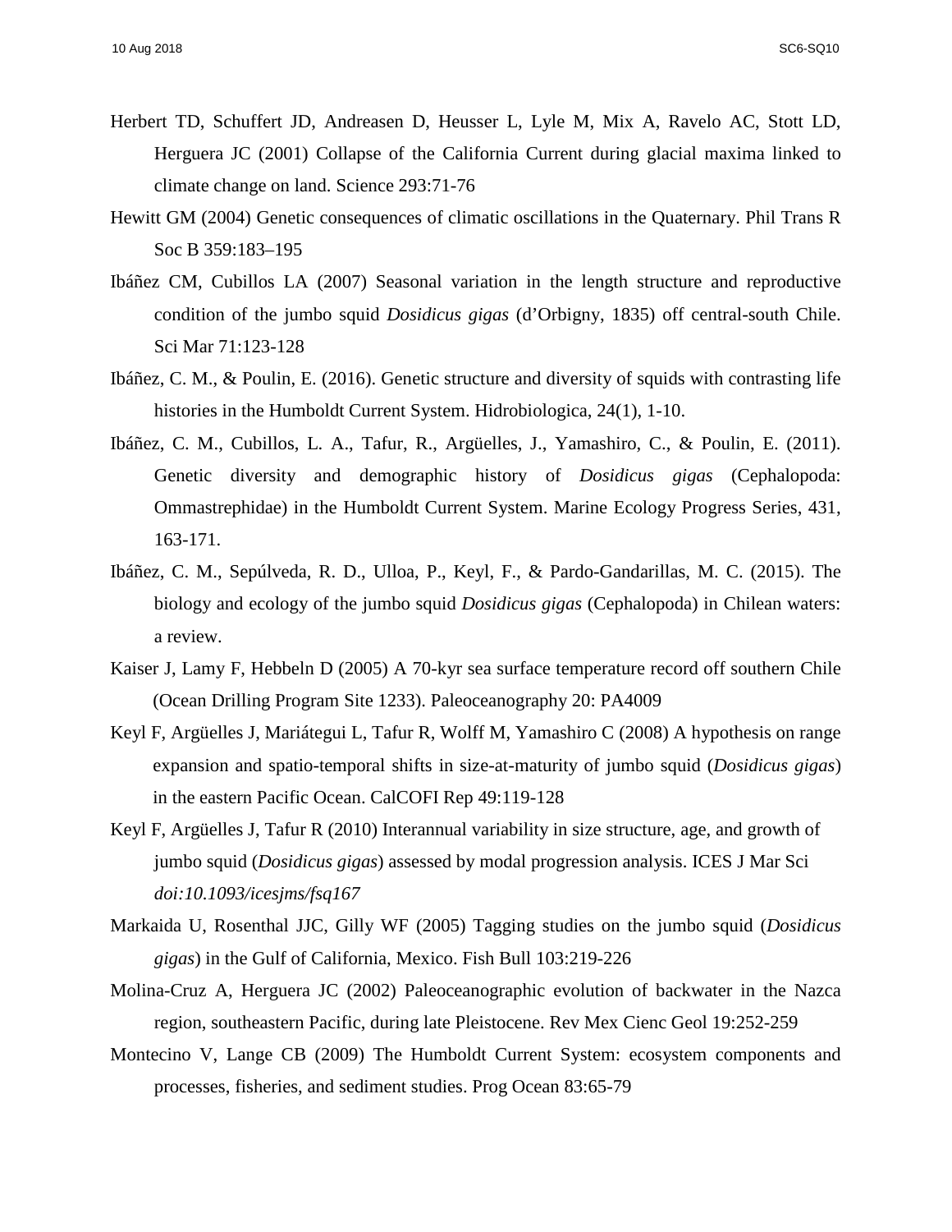Herbert TD, Schuffert JD, Andreasen D, Heusser L, Lyle M, Mix A, Ravelo AC, Stott LD, Herguera JC (2001) Collapse of the California Current during glacial maxima linked to climate change on land. Science 293:71-76

Hewitt GM (2004) Genetic consequences of climatic oscillations in the Quaternary. Phil Trans R Soc B 359:183–195

Ibáñez CM, Cubillos LA (2007) Seasonal variation in the length structure and reproductive condition of the jumbo squid *Dosidicus gigas* (d'Orbigny, 1835) off central-south Chile. Sci Mar 71:123-128

Ibáñez, C. M., & Poulin, E. (2016). Genetic structure and diversity of squids with contrasting life histories in the Humboldt Current System. Hidrobiologica, 24(1), 1-10.

Ibáñez, C. M., Cubillos, L. A., Tafur, R., Argüelles, J., Yamashiro, C., & Poulin, E. (2011). Genetic diversity and demographic history of *Dosidicus gigas* (Cephalopoda: Ommastrephidae) in the Humboldt Current System. Marine Ecology Progress Series, 431, 163-171.

Ibáñez, C. M., Sepúlveda, R. D., Ulloa, P., Keyl, F., & Pardo-Gandarillas, M. C. (2015). The biology and ecology of the jumbo squid *Dosidicus gigas* (Cephalopoda) in Chilean waters: a review.

Kaiser J, Lamy F, Hebbeln D (2005) A 70-kyr sea surface temperature record off southern Chile (Ocean Drilling Program Site 1233). Paleoceanography 20: PA4009

Keyl F, Argüelles J, Mariátegui L, Tafur R, Wolff M, Yamashiro C (2008) A hypothesis on range expansion and spatio-temporal shifts in size-at-maturity of jumbo squid (*Dosidicus gigas*) in the eastern Pacific Ocean. CalCOFI Rep 49:119-128

Keyl F, Argüelles J, Tafur R (2010) Interannual variability in size structure, age, and growth of jumbo squid (*Dosidicus gigas*) assessed by modal progression analysis. ICES J Mar Sci *doi:10.1093/icesjms/fsq167*

Markaida U, Rosenthal JJC, Gilly WF (2005) Tagging studies on the jumbo squid (*Dosidicus gigas*) in the Gulf of California, Mexico. Fish Bull 103:219-226

Molina-Cruz A, Herguera JC (2002) Paleoceanographic evolution of backwater in the Nazca region, southeastern Pacific, during late Pleistocene. Rev Mex Cienc Geol 19:252-259

Montecino V, Lange CB (2009) The Humboldt Current System: ecosystem components and processes, fisheries, and sediment studies. Prog Ocean 83:65-79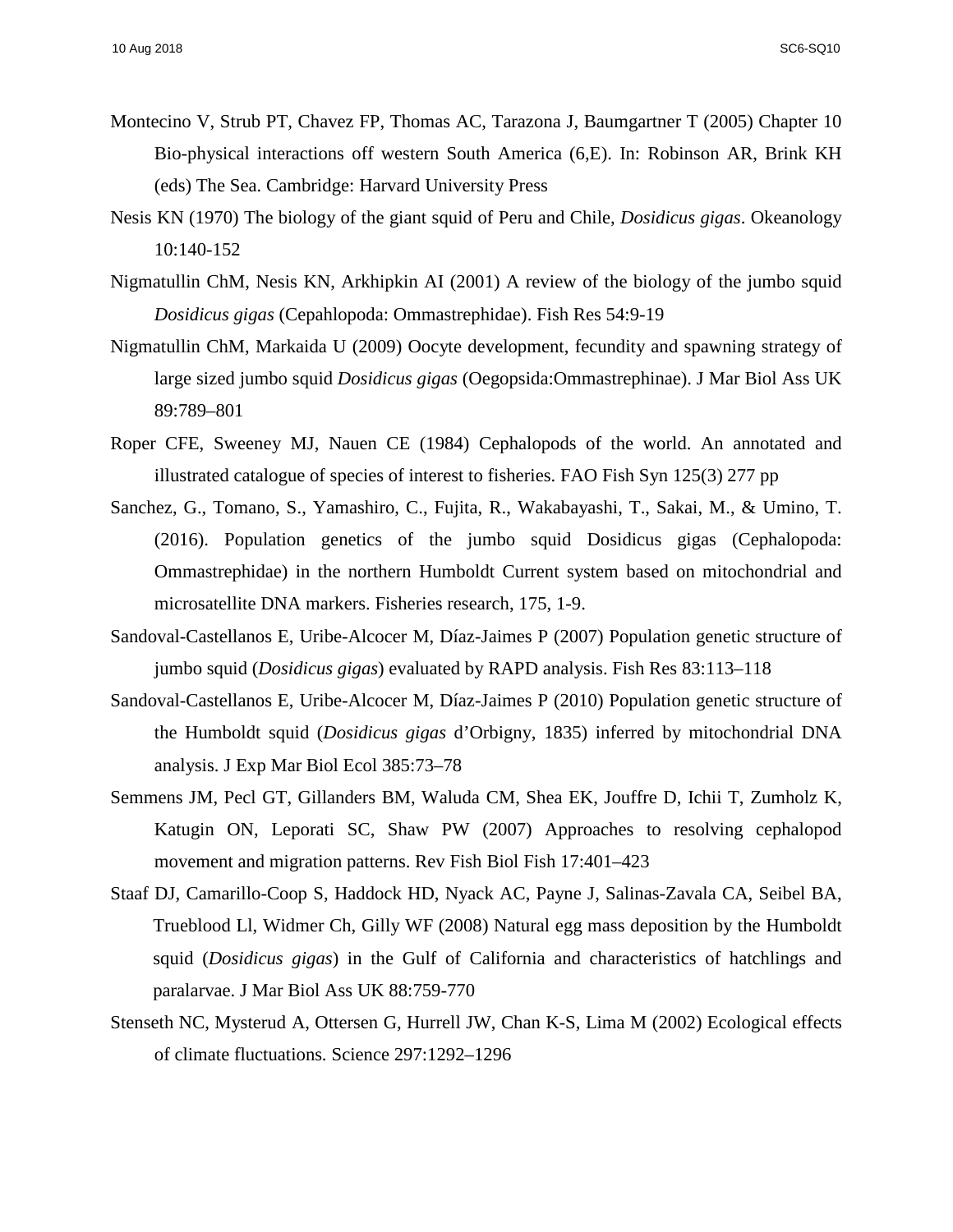Montecino V, Strub PT, Chavez FP, Thomas AC, Tarazona J, Baumgartner T (2005) Chapter 10 Bio-physical interactions off western South America (6,E). In: Robinson AR, Brink KH (eds) The Sea. Cambridge: Harvard University Press

Nesis KN (1970) The biology of the giant squid of Peru and Chile, *Dosidicus gigas*. Okeanology 10:140-152

Nigmatullin ChM, Nesis KN, Arkhipkin AI (2001) A review of the biology of the jumbo squid *Dosidicus gigas* (Cepahlopoda: Ommastrephidae). Fish Res 54:9-19

Nigmatullin ChM, Markaida U (2009) Oocyte development, fecundity and spawning strategy of large sized jumbo squid *Dosidicus gigas* (Oegopsida:Ommastrephinae). J Mar Biol Ass UK 89:789–801

Roper CFE, Sweeney MJ, Nauen CE (1984) Cephalopods of the world. An annotated and illustrated catalogue of species of interest to fisheries. FAO Fish Syn 125(3) 277 pp

Sanchez, G., Tomano, S., Yamashiro, C., Fujita, R., Wakabayashi, T., Sakai, M., & Umino, T. (2016). Population genetics of the jumbo squid Dosidicus gigas (Cephalopoda: Ommastrephidae) in the northern Humboldt Current system based on mitochondrial and microsatellite DNA markers. Fisheries research, 175, 1-9.

Sandoval-Castellanos E, Uribe-Alcocer M, Díaz-Jaimes P (2007) Population genetic structure of jumbo squid (*Dosidicus gigas*) evaluated by RAPD analysis. Fish Res 83:113–118

Sandoval-Castellanos E, Uribe-Alcocer M, Díaz-Jaimes P (2010) Population genetic structure of the Humboldt squid (*Dosidicus gigas* d'Orbigny, 1835) inferred by mitochondrial DNA analysis. J Exp Mar Biol Ecol 385:73–78

Semmens JM, Pecl GT, Gillanders BM, Waluda CM, Shea EK, Jouffre D, Ichii T, Zumholz K, Katugin ON, Leporati SC, Shaw PW (2007) Approaches to resolving cephalopod movement and migration patterns. Rev Fish Biol Fish 17:401–423

Staaf DJ, Camarillo-Coop S, Haddock HD, Nyack AC, Payne J, Salinas-Zavala CA, Seibel BA, Trueblood Ll, Widmer Ch, Gilly WF (2008) Natural egg mass deposition by the Humboldt squid (*Dosidicus gigas*) in the Gulf of California and characteristics of hatchlings and paralarvae. J Mar Biol Ass UK 88:759-770

Stenseth NC, Mysterud A, Ottersen G, Hurrell JW, Chan K-S, Lima M (2002) Ecological effects of climate fluctuations. Science 297:1292–1296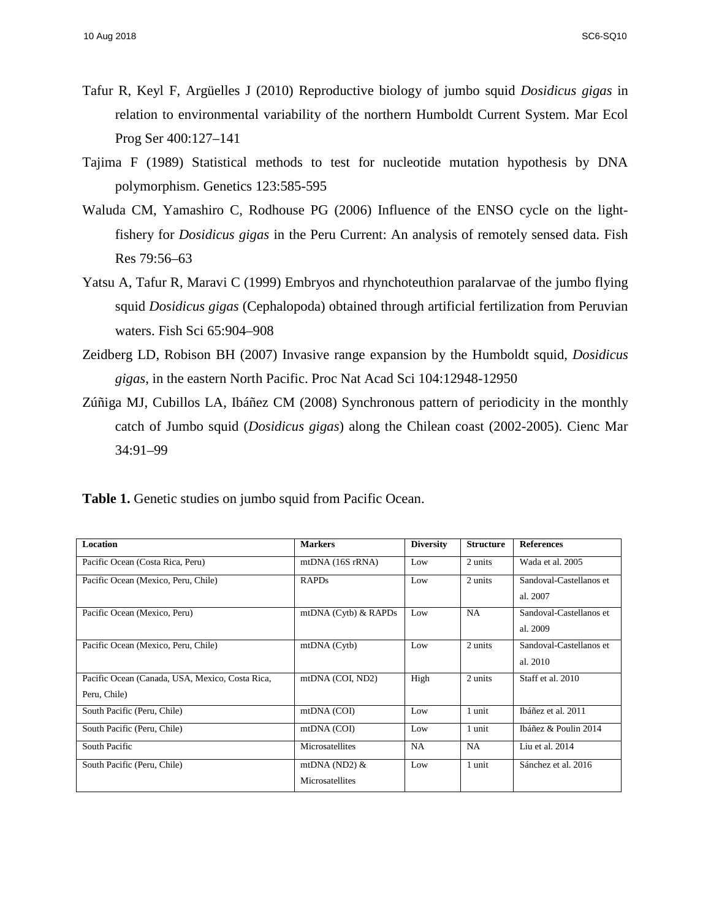Tafur R, Keyl F, Argüelles J (2010) Reproductive biology of jumbo squid *Dosidicus gigas* in relation to environmental variability of the northern Humboldt Current System. Mar Ecol Prog Ser 400:127–141

Tajima F (1989) Statistical methods to test for nucleotide mutation hypothesis by DNA polymorphism. Genetics 123:585-595

Waluda CM, Yamashiro C, Rodhouse PG (2006) Influence of the ENSO cycle on the light-fishery for *Dosidicus gigas* in the Peru Current: An analysis of remotely sensed data. Fish Res 79:56–63

Yatsu A, Tafur R, Maravi C (1999) Embryos and rhynchoteuthion paralarvae of the jumbo flying squid *Dosidicus gigas* (Cephalopoda) obtained through artificial fertilization from Peruvian waters. Fish Sci 65:904–908

Zeidberg LD, Robison BH (2007) Invasive range expansion by the Humboldt squid, *Dosidicus gigas*, in the eastern North Pacific. Proc Nat Acad Sci 104:12948-12950

Zúñiga MJ, Cubillos LA, Ibáñez CM (2008) Synchronous pattern of periodicity in the monthly catch of Jumbo squid (*Dosidicus gigas*) along the Chilean coast (2002-2005). Cienc Mar 34:91–99

**Table 1.** Genetic studies on jumbo squid from Pacific Ocean.

| Location | Markers | Diversity | Structure | References |
|---|---|---|---|---|
| Pacific Ocean (Costa Rica, Peru) | mtDNA (16S rRNA) | Low | 2 units | Wada et al. 2005 |
| Pacific Ocean (Mexico, Peru, Chile) | RAPDs | Low | 2 units | Sandoval-Castellanos et al. 2007 |
| Pacific Ocean (Mexico, Peru) | mtDNA (Cytb) & RAPDs | Low | NA | Sandoval-Castellanos et al. 2009 |
| Pacific Ocean (Mexico, Peru, Chile) | mtDNA (Cytb) | Low | 2 units | Sandoval-Castellanos et al. 2010 |
| Pacific Ocean (Canada, USA, Mexico, Costa Rica, Peru, Chile) | mtDNA (COI, ND2) | High | 2 units | Staff et al. 2010 |
| South Pacific (Peru, Chile) | mtDNA (COI) | Low | 1 unit | Ibáñez et al. 2011 |
| South Pacific (Peru, Chile) | mtDNA (COI) | Low | 1 unit | Ibáñez & Poulin 2014 |
| South Pacific | Microsatellites | NA | NA | Liu et al. 2014 |
| South Pacific (Peru, Chile) | mtDNA (ND2) & Microsatellites | Low | 1 unit | Sánchez et al. 2016 |